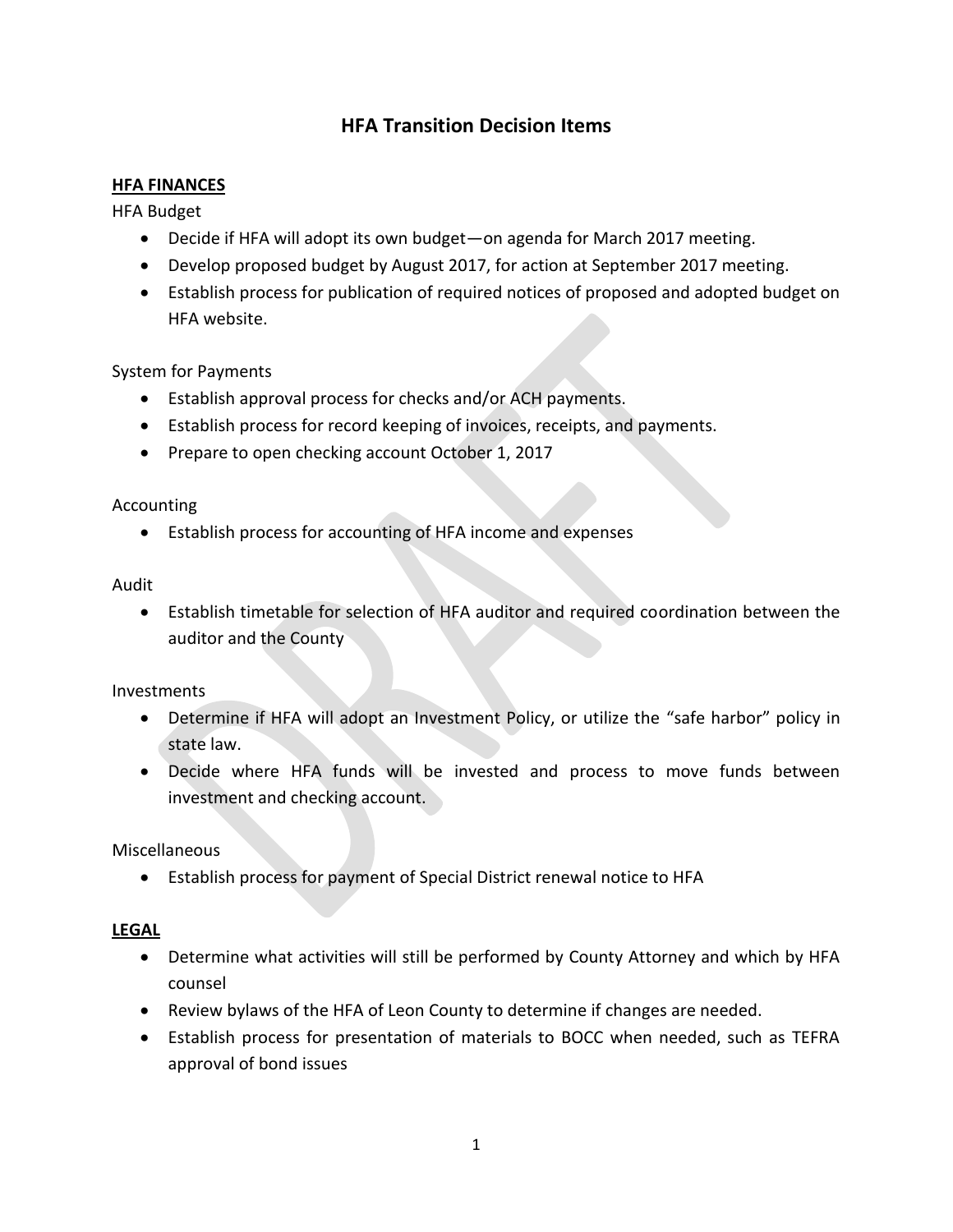# HFA Transition Decision Items

## HFA FINANCES

HFA Budget

- Decide if HFA will adopt its own budget—on agenda for March 2017 meeting.
- Develop proposed budget by August 2017, for action at September 2017 meeting.
- Establish process for publication of required notices of proposed and adopted budget on HFA website.

System for Payments

- Establish approval process for checks and/or ACH payments.
- Establish process for record keeping of invoices, receipts, and payments.
- Prepare to open checking account October 1, 2017

Accounting

- Establish process for accounting of HFA income and expenses

Audit

- Establish timetable for selection of HFA auditor and required coordination between the auditor and the County

Investments

- Determine if HFA will adopt an Investment Policy, or utilize the "safe harbor" policy in state law.
- Decide where HFA funds will be invested and process to move funds between investment and checking account.

Miscellaneous

- Establish process for payment of Special District renewal notice to HFA

## LEGAL

- Determine what activities will still be performed by County Attorney and which by HFA counsel
- Review bylaws of the HFA of Leon County to determine if changes are needed.
- Establish process for presentation of materials to BOCC when needed, such as TEFRA approval of bond issues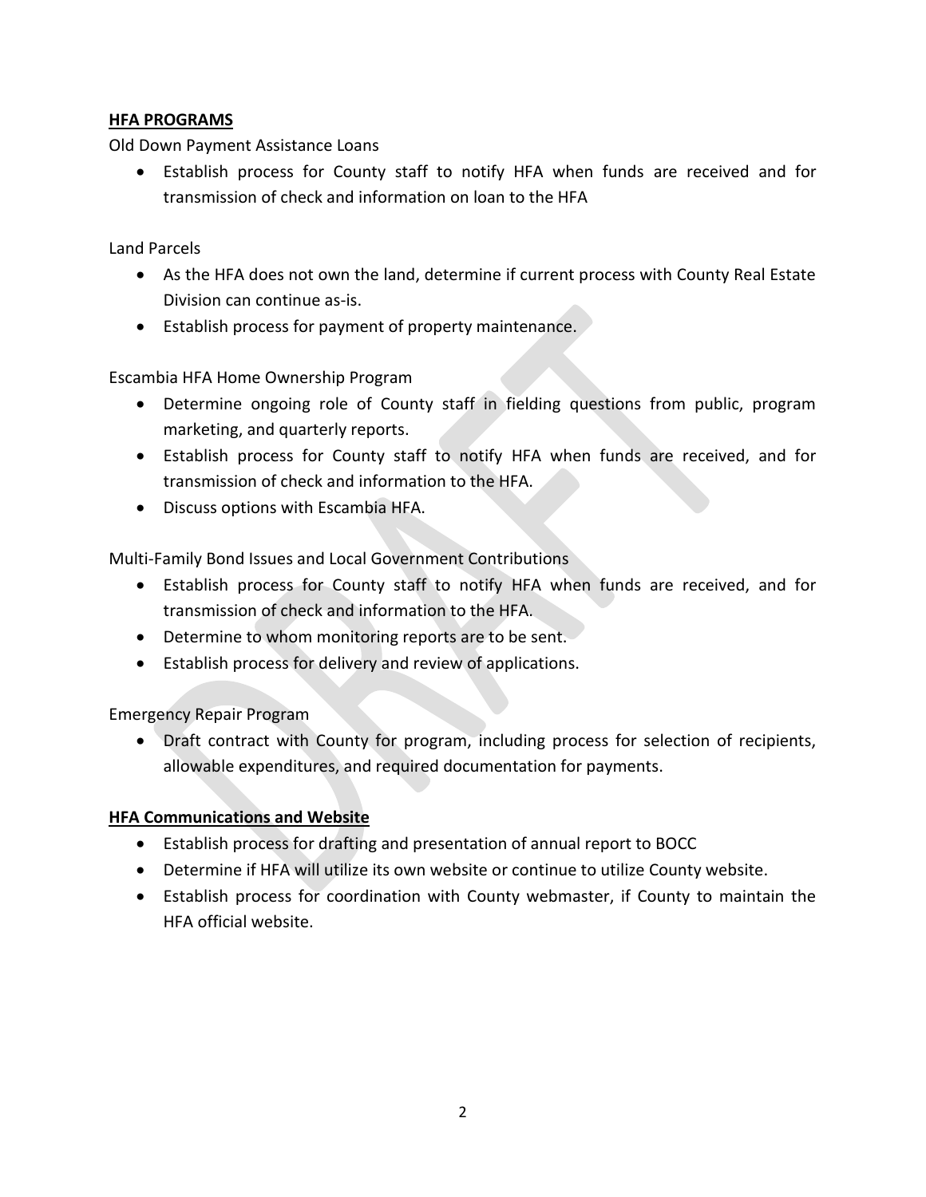## HFA PROGRAMS

Old Down Payment Assistance Loans

- Establish process for County staff to notify HFA when funds are received and for transmission of check and information on loan to the HFA

Land Parcels

- As the HFA does not own the land, determine if current process with County Real Estate Division can continue as-is.
- Establish process for payment of property maintenance.

Escambia HFA Home Ownership Program

- Determine ongoing role of County staff in fielding questions from public, program marketing, and quarterly reports.
- Establish process for County staff to notify HFA when funds are received, and for transmission of check and information to the HFA.
- Discuss options with Escambia HFA.

Multi-Family Bond Issues and Local Government Contributions

- Establish process for County staff to notify HFA when funds are received, and for transmission of check and information to the HFA.
- Determine to whom monitoring reports are to be sent.
- Establish process for delivery and review of applications.

Emergency Repair Program

- Draft contract with County for program, including process for selection of recipients, allowable expenditures, and required documentation for payments.

## HFA Communications and Website

- Establish process for drafting and presentation of annual report to BOCC
- Determine if HFA will utilize its own website or continue to utilize County website.
- Establish process for coordination with County webmaster, if County to maintain the HFA official website.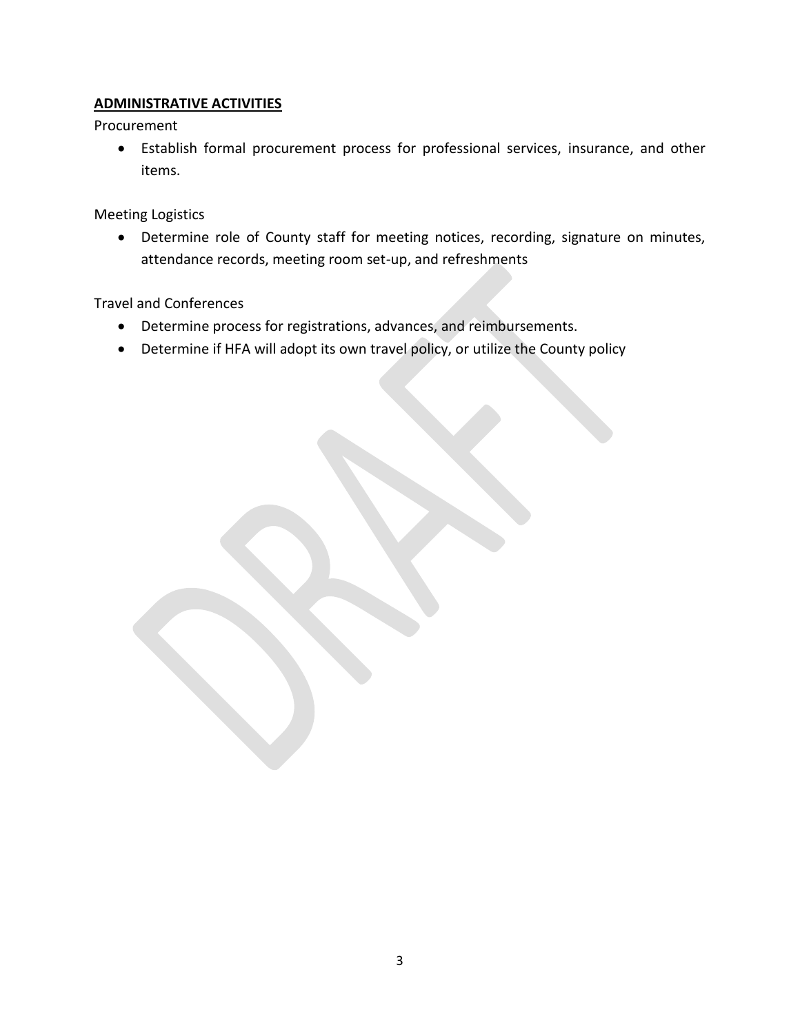**ADMINISTRATIVE ACTIVITIES**

Procurement

- Establish formal procurement process for professional services, insurance, and other items.

Meeting Logistics

- Determine role of County staff for meeting notices, recording, signature on minutes, attendance records, meeting room set-up, and refreshments

Travel and Conferences

- Determine process for registrations, advances, and reimbursements.
- Determine if HFA will adopt its own travel policy, or utilize the County policy